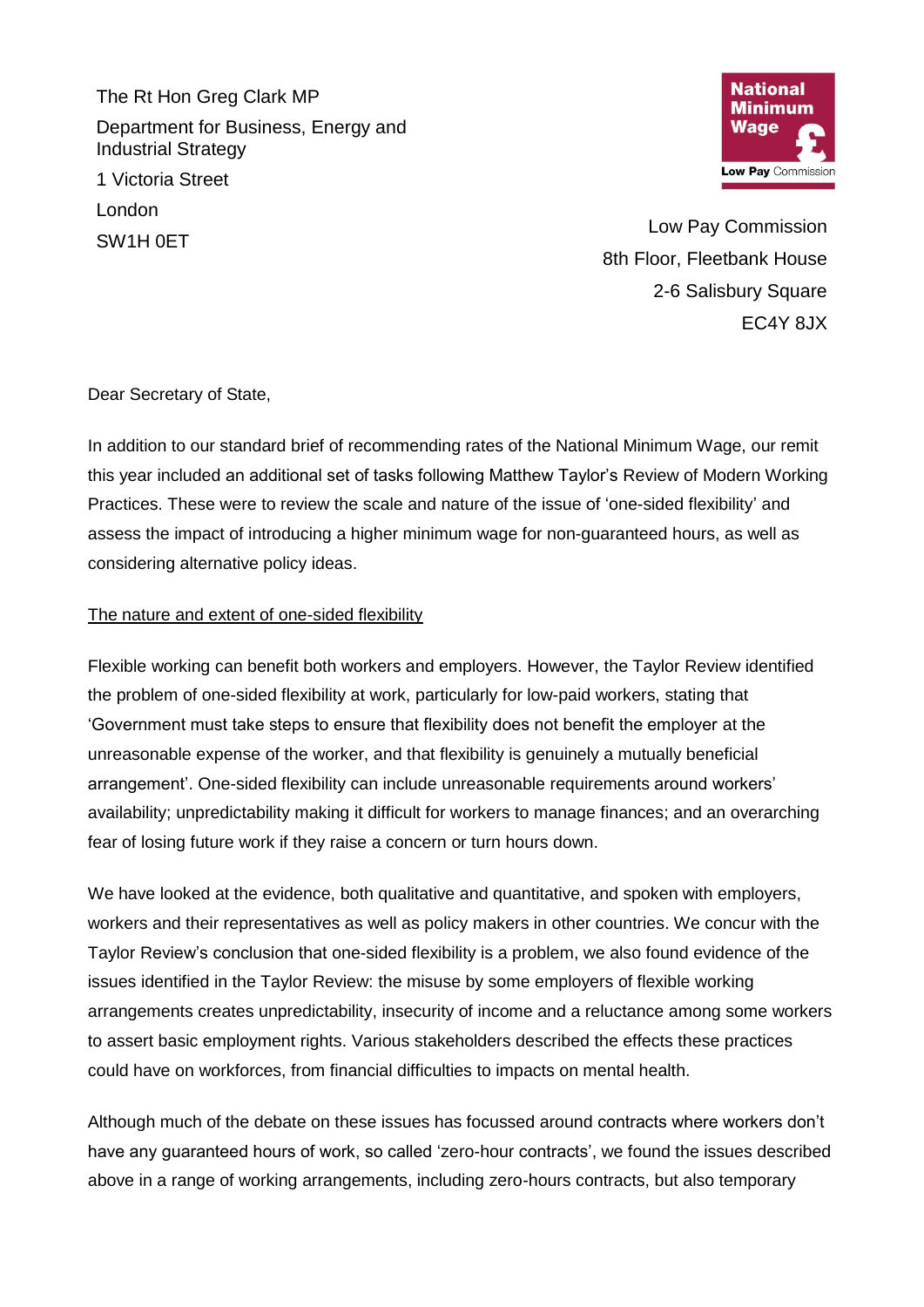The Rt Hon Greg Clark MP
Department for Business, Energy and Industrial Strategy
1 Victoria Street
London
SW1H 0ET

National Minimum Wage
Low Pay Commission

Low Pay Commission
8th Floor, Fleetbank House
2-6 Salisbury Square
EC4Y 8JX

Dear Secretary of State,

In addition to our standard brief of recommending rates of the National Minimum Wage, our remit this year included an additional set of tasks following Matthew Taylor's Review of Modern Working Practices. These were to review the scale and nature of the issue of 'one-sided flexibility' and assess the impact of introducing a higher minimum wage for non-guaranteed hours, as well as considering alternative policy ideas.

## The nature and extent of one-sided flexibility

Flexible working can benefit both workers and employers. However, the Taylor Review identified the problem of one-sided flexibility at work, particularly for low-paid workers, stating that 'Government must take steps to ensure that flexibility does not benefit the employer at the unreasonable expense of the worker, and that flexibility is genuinely a mutually beneficial arrangement'. One-sided flexibility can include unreasonable requirements around workers' availability; unpredictability making it difficult for workers to manage finances; and an overarching fear of losing future work if they raise a concern or turn hours down.

We have looked at the evidence, both qualitative and quantitative, and spoken with employers, workers and their representatives as well as policy makers in other countries. We concur with the Taylor Review's conclusion that one-sided flexibility is a problem, we also found evidence of the issues identified in the Taylor Review: the misuse by some employers of flexible working arrangements creates unpredictability, insecurity of income and a reluctance among some workers to assert basic employment rights. Various stakeholders described the effects these practices could have on workforces, from financial difficulties to impacts on mental health.

Although much of the debate on these issues has focussed around contracts where workers don't have any guaranteed hours of work, so called 'zero-hour contracts', we found the issues described above in a range of working arrangements, including zero-hours contracts, but also temporary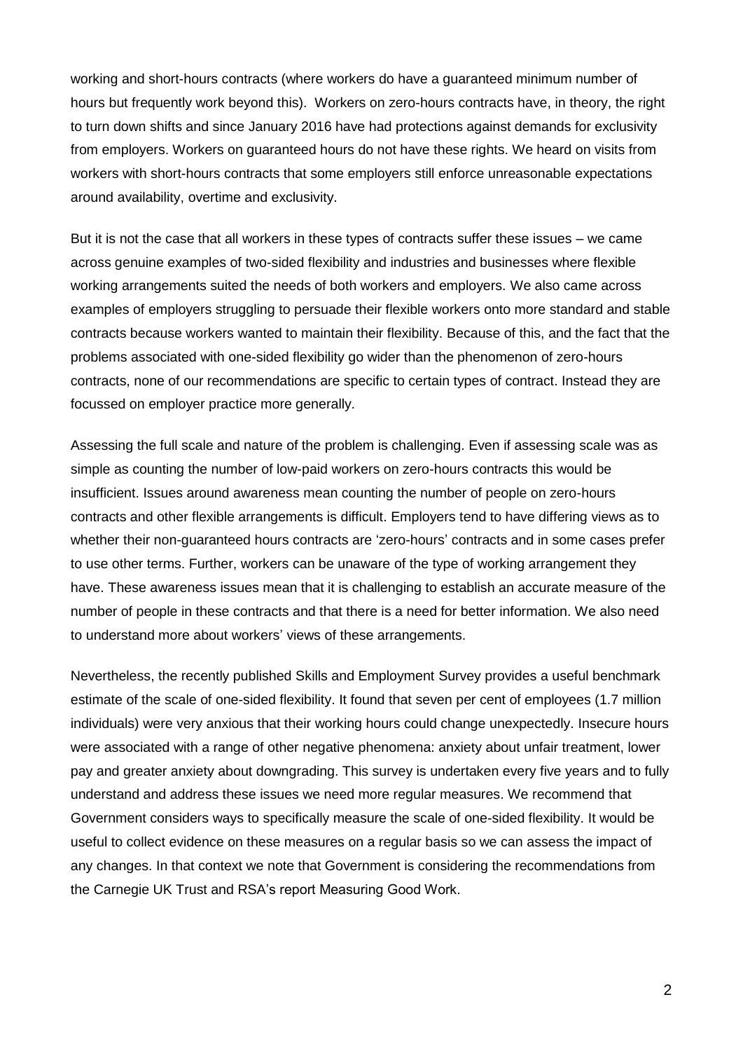working and short-hours contracts (where workers do have a guaranteed minimum number of hours but frequently work beyond this). Workers on zero-hours contracts have, in theory, the right to turn down shifts and since January 2016 have had protections against demands for exclusivity from employers. Workers on guaranteed hours do not have these rights. We heard on visits from workers with short-hours contracts that some employers still enforce unreasonable expectations around availability, overtime and exclusivity.

But it is not the case that all workers in these types of contracts suffer these issues – we came across genuine examples of two-sided flexibility and industries and businesses where flexible working arrangements suited the needs of both workers and employers. We also came across examples of employers struggling to persuade their flexible workers onto more standard and stable contracts because workers wanted to maintain their flexibility. Because of this, and the fact that the problems associated with one-sided flexibility go wider than the phenomenon of zero-hours contracts, none of our recommendations are specific to certain types of contract. Instead they are focussed on employer practice more generally.

Assessing the full scale and nature of the problem is challenging. Even if assessing scale was as simple as counting the number of low-paid workers on zero-hours contracts this would be insufficient. Issues around awareness mean counting the number of people on zero-hours contracts and other flexible arrangements is difficult. Employers tend to have differing views as to whether their non-guaranteed hours contracts are 'zero-hours' contracts and in some cases prefer to use other terms. Further, workers can be unaware of the type of working arrangement they have. These awareness issues mean that it is challenging to establish an accurate measure of the number of people in these contracts and that there is a need for better information. We also need to understand more about workers' views of these arrangements.

Nevertheless, the recently published Skills and Employment Survey provides a useful benchmark estimate of the scale of one-sided flexibility. It found that seven per cent of employees (1.7 million individuals) were very anxious that their working hours could change unexpectedly. Insecure hours were associated with a range of other negative phenomena: anxiety about unfair treatment, lower pay and greater anxiety about downgrading. This survey is undertaken every five years and to fully understand and address these issues we need more regular measures. We recommend that Government considers ways to specifically measure the scale of one-sided flexibility. It would be useful to collect evidence on these measures on a regular basis so we can assess the impact of any changes. In that context we note that Government is considering the recommendations from the Carnegie UK Trust and RSA's report Measuring Good Work.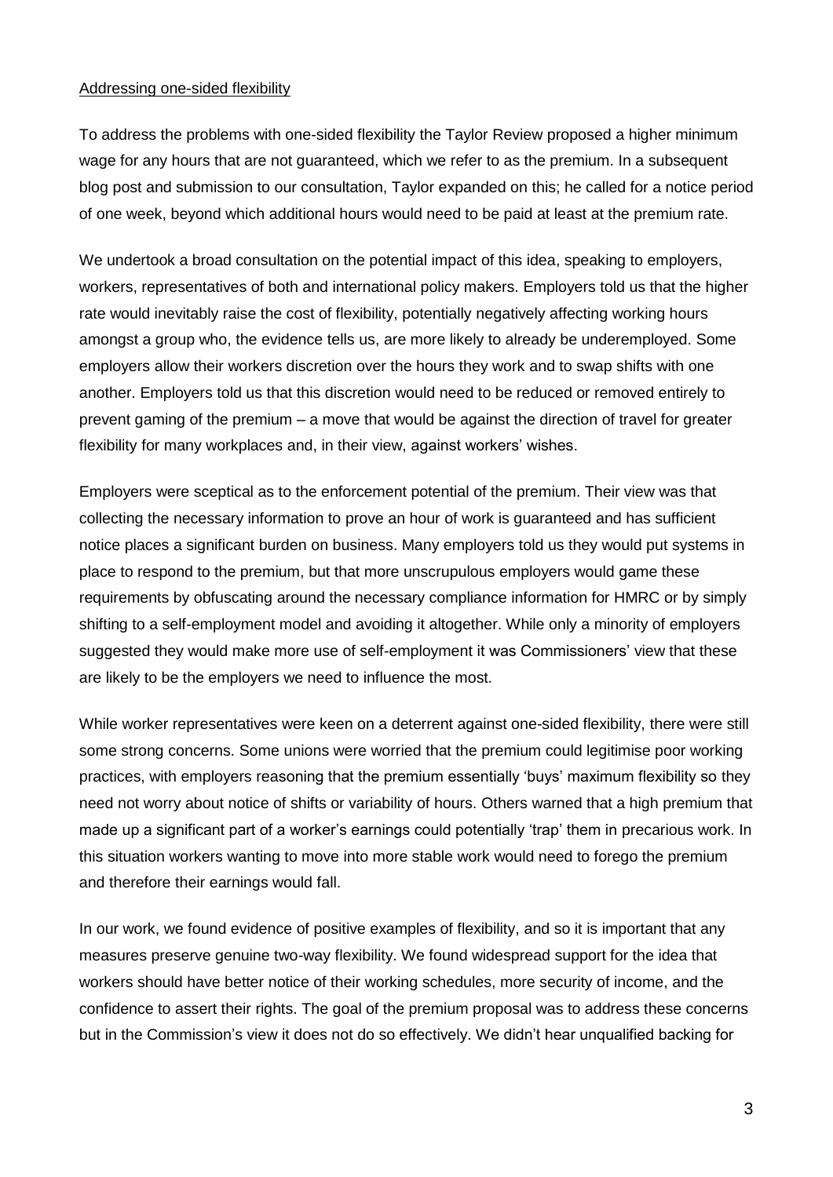## Addressing one-sided flexibility

To address the problems with one-sided flexibility the Taylor Review proposed a higher minimum wage for any hours that are not guaranteed, which we refer to as the premium. In a subsequent blog post and submission to our consultation, Taylor expanded on this; he called for a notice period of one week, beyond which additional hours would need to be paid at least at the premium rate.

We undertook a broad consultation on the potential impact of this idea, speaking to employers, workers, representatives of both and international policy makers. Employers told us that the higher rate would inevitably raise the cost of flexibility, potentially negatively affecting working hours amongst a group who, the evidence tells us, are more likely to already be underemployed. Some employers allow their workers discretion over the hours they work and to swap shifts with one another. Employers told us that this discretion would need to be reduced or removed entirely to prevent gaming of the premium – a move that would be against the direction of travel for greater flexibility for many workplaces and, in their view, against workers' wishes.

Employers were sceptical as to the enforcement potential of the premium. Their view was that collecting the necessary information to prove an hour of work is guaranteed and has sufficient notice places a significant burden on business. Many employers told us they would put systems in place to respond to the premium, but that more unscrupulous employers would game these requirements by obfuscating around the necessary compliance information for HMRC or by simply shifting to a self-employment model and avoiding it altogether. While only a minority of employers suggested they would make more use of self-employment it was Commissioners' view that these are likely to be the employers we need to influence the most.

While worker representatives were keen on a deterrent against one-sided flexibility, there were still some strong concerns. Some unions were worried that the premium could legitimise poor working practices, with employers reasoning that the premium essentially 'buys' maximum flexibility so they need not worry about notice of shifts or variability of hours. Others warned that a high premium that made up a significant part of a worker's earnings could potentially 'trap' them in precarious work. In this situation workers wanting to move into more stable work would need to forego the premium and therefore their earnings would fall.

In our work, we found evidence of positive examples of flexibility, and so it is important that any measures preserve genuine two-way flexibility. We found widespread support for the idea that workers should have better notice of their working schedules, more security of income, and the confidence to assert their rights. The goal of the premium proposal was to address these concerns but in the Commission's view it does not do so effectively. We didn't hear unqualified backing for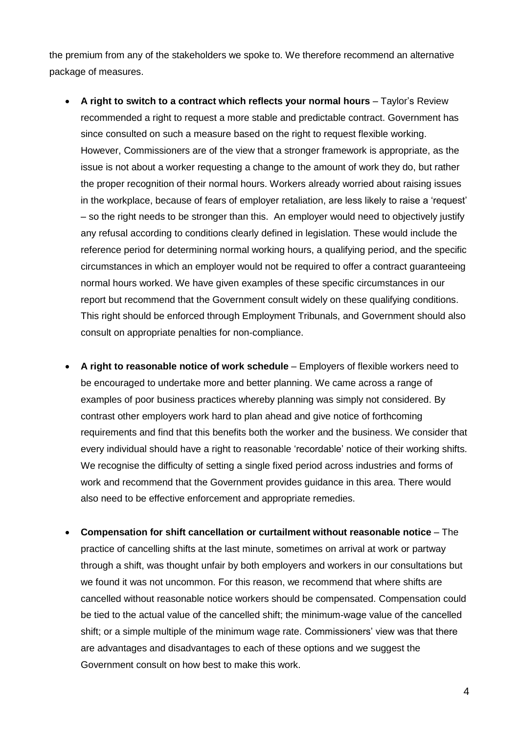the premium from any of the stakeholders we spoke to. We therefore recommend an alternative package of measures.

- **A right to switch to a contract which reflects your normal hours** – Taylor's Review recommended a right to request a more stable and predictable contract. Government has since consulted on such a measure based on the right to request flexible working. However, Commissioners are of the view that a stronger framework is appropriate, as the issue is not about a worker requesting a change to the amount of work they do, but rather the proper recognition of their normal hours. Workers already worried about raising issues in the workplace, because of fears of employer retaliation, are less likely to raise a 'request' – so the right needs to be stronger than this. An employer would need to objectively justify any refusal according to conditions clearly defined in legislation. These would include the reference period for determining normal working hours, a qualifying period, and the specific circumstances in which an employer would not be required to offer a contract guaranteeing normal hours worked. We have given examples of these specific circumstances in our report but recommend that the Government consult widely on these qualifying conditions. This right should be enforced through Employment Tribunals, and Government should also consult on appropriate penalties for non-compliance.

- **A right to reasonable notice of work schedule** – Employers of flexible workers need to be encouraged to undertake more and better planning. We came across a range of examples of poor business practices whereby planning was simply not considered. By contrast other employers work hard to plan ahead and give notice of forthcoming requirements and find that this benefits both the worker and the business. We consider that every individual should have a right to reasonable 'recordable' notice of their working shifts. We recognise the difficulty of setting a single fixed period across industries and forms of work and recommend that the Government provides guidance in this area. There would also need to be effective enforcement and appropriate remedies.

- **Compensation for shift cancellation or curtailment without reasonable notice** – The practice of cancelling shifts at the last minute, sometimes on arrival at work or partway through a shift, was thought unfair by both employers and workers in our consultations but we found it was not uncommon. For this reason, we recommend that where shifts are cancelled without reasonable notice workers should be compensated. Compensation could be tied to the actual value of the cancelled shift; the minimum-wage value of the cancelled shift; or a simple multiple of the minimum wage rate. Commissioners' view was that there are advantages and disadvantages to each of these options and we suggest the Government consult on how best to make this work.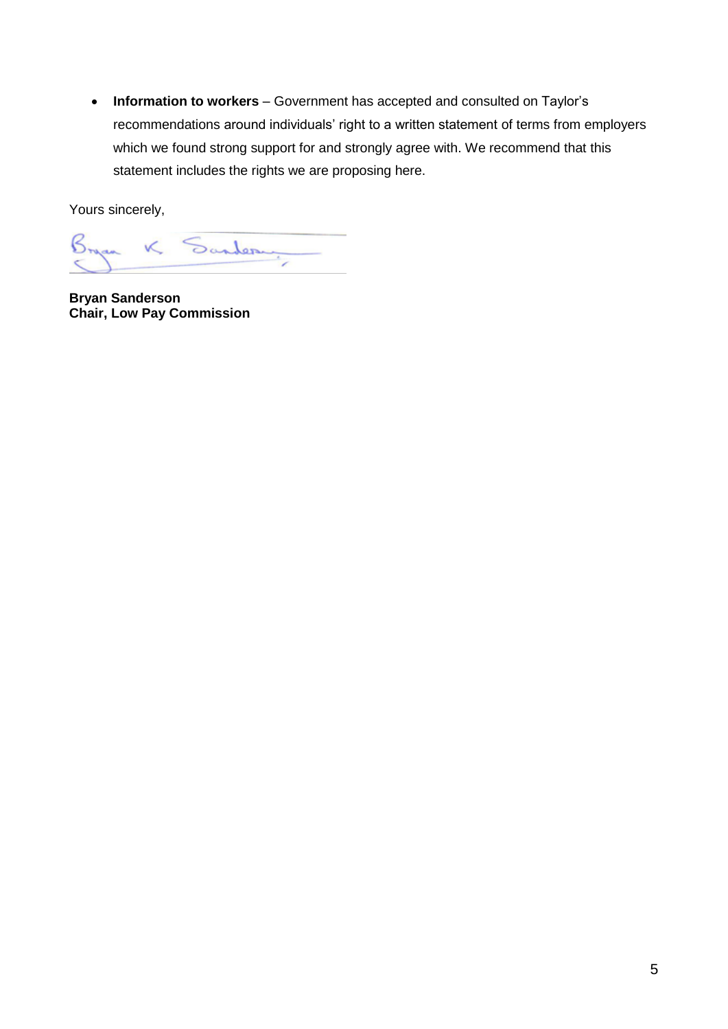- **Information to workers** – Government has accepted and consulted on Taylor's recommendations around individuals' right to a written statement of terms from employers which we found strong support for and strongly agree with. We recommend that this statement includes the rights we are proposing here.

Yours sincerely,

**Bryan Sanderson**
**Chair, Low Pay Commission**